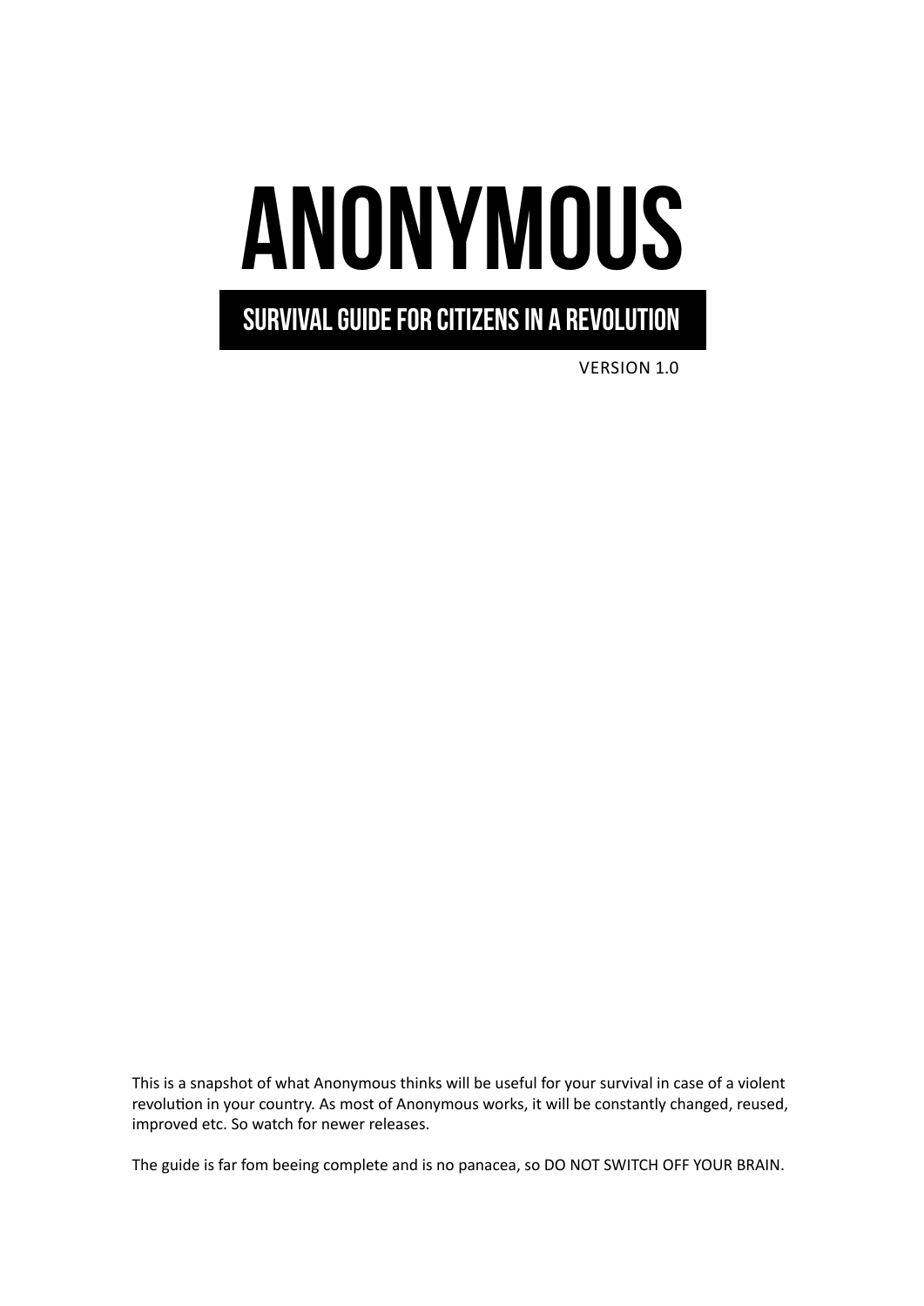# ANONYMOUS

## SURVIVAL GUIDE FOR CITIZENS IN A REVOLUTION

VERSION 1.0

This is a snapshot of what Anonymous thinks will be useful for your survival in case of a violent revolution in your country. As most of Anonymous works, it will be constantly changed, reused, improved etc. So watch for newer releases.

The guide is far fom beeing complete and is no panacea, so DO NOT SWITCH OFF YOUR BRAIN.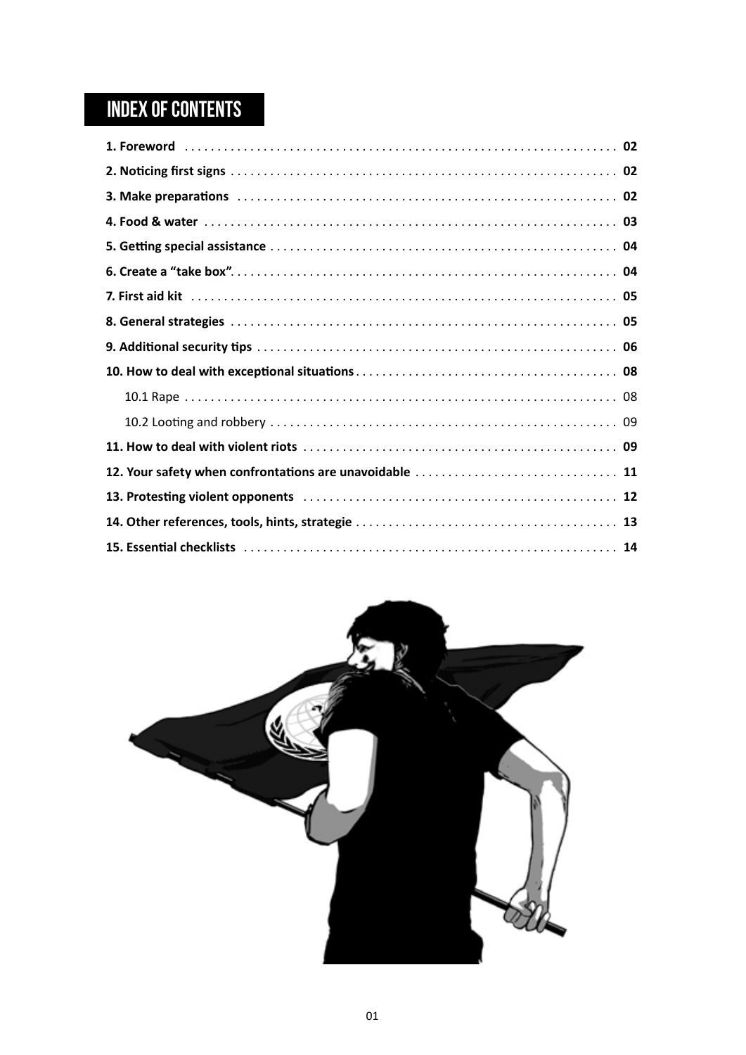# INDEX OF CONTENTS

| | |
|---|---|
| **1. Foreword** | **02** |
| **2. Noticing first signs** | **02** |
| **3. Make preparations** | **02** |
| **4. Food & water** | **03** |
| **5. Getting special assistance** | **04** |
| **6. Create a "take box"** | **04** |
| **7. First aid kit** | **05** |
| **8. General strategies** | **05** |
| **9. Additional security tips** | **06** |
| **10. How to deal with exceptional situations** | **08** |
| 10.1 Rape | 08 |
| 10.2 Looting and robbery | 09 |
| **11. How to deal with violent riots** | **09** |
| **12. Your safety when confrontations are unavoidable** | **11** |
| **13. Protesting violent opponents** | **12** |
| **14. Other references, tools, hints, strategie** | **13** |
| **15. Essential checklists** | **14** |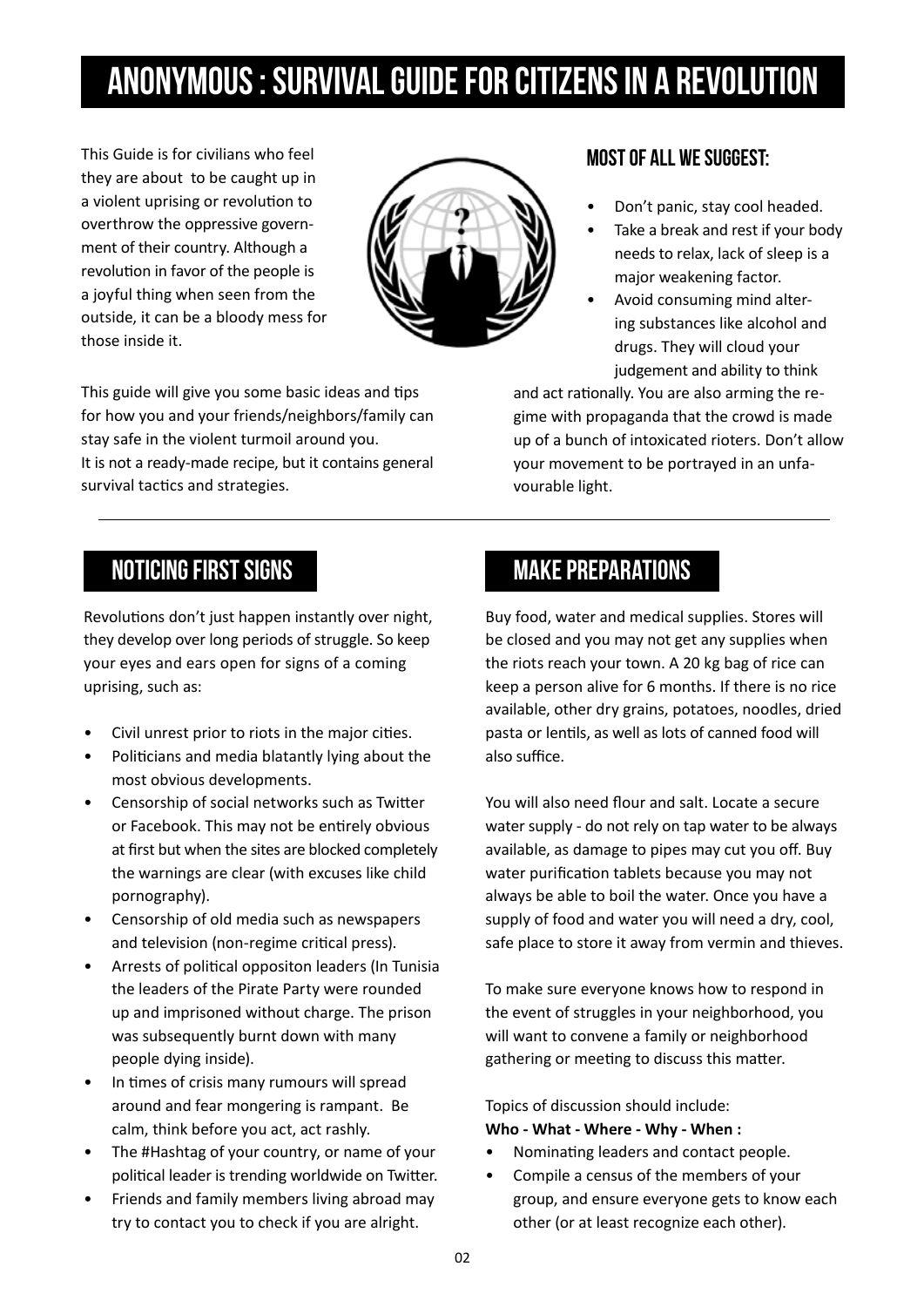# ANONYMOUS : SURVIVAL GUIDE FOR CITIZENS IN A REVOLUTION

This Guide is for civilians who feel they are about to be caught up in a violent uprising or revolution to overthrow the oppressive government of their country. Although a revolution in favor of the people is a joyful thing when seen from the outside, it can be a bloody mess for those inside it.

This guide will give you some basic ideas and tips for how you and your friends/neighbors/family can stay safe in the violent turmoil around you.
It is not a ready-made recipe, but it contains general survival tactics and strategies.

### MOST OF ALL WE SUGGEST:

- Don't panic, stay cool headed.
- Take a break and rest if your body needs to relax, lack of sleep is a major weakening factor.
- Avoid consuming mind altering substances like alcohol and drugs. They will cloud your judgement and ability to think and act rationally. You are also arming the regime with propaganda that the crowd is made up of a bunch of intoxicated rioters. Don't allow your movement to be portrayed in an unfavourable light.

## NOTICING FIRST SIGNS

Revolutions don't just happen instantly over night, they develop over long periods of struggle. So keep your eyes and ears open for signs of a coming uprising, such as:

- Civil unrest prior to riots in the major cities.
- Politicians and media blatantly lying about the most obvious developments.
- Censorship of social networks such as Twitter or Facebook. This may not be entirely obvious at first but when the sites are blocked completely the warnings are clear (with excuses like child pornography).
- Censorship of old media such as newspapers and television (non-regime critical press).
- Arrests of political oppositon leaders (In Tunisia the leaders of the Pirate Party were rounded up and imprisoned without charge. The prison was subsequently burnt down with many people dying inside).
- In times of crisis many rumours will spread around and fear mongering is rampant. Be calm, think before you act, act rashly.
- The #Hashtag of your country, or name of your political leader is trending worldwide on Twitter.
- Friends and family members living abroad may try to contact you to check if you are alright.

## MAKE PREPARATIONS

Buy food, water and medical supplies. Stores will be closed and you may not get any supplies when the riots reach your town. A 20 kg bag of rice can keep a person alive for 6 months. If there is no rice available, other dry grains, potatoes, noodles, dried pasta or lentils, as well as lots of canned food will also suffice.

You will also need flour and salt. Locate a secure water supply - do not rely on tap water to be always available, as damage to pipes may cut you off. Buy water purification tablets because you may not always be able to boil the water. Once you have a supply of food and water you will need a dry, cool, safe place to store it away from vermin and thieves.

To make sure everyone knows how to respond in the event of struggles in your neighborhood, you will want to convene a family or neighborhood gathering or meeting to discuss this matter.

Topics of discussion should include:
**Who - What - Where - Why - When :**

- Nominating leaders and contact people.
- Compile a census of the members of your group, and ensure everyone gets to know each other (or at least recognize each other).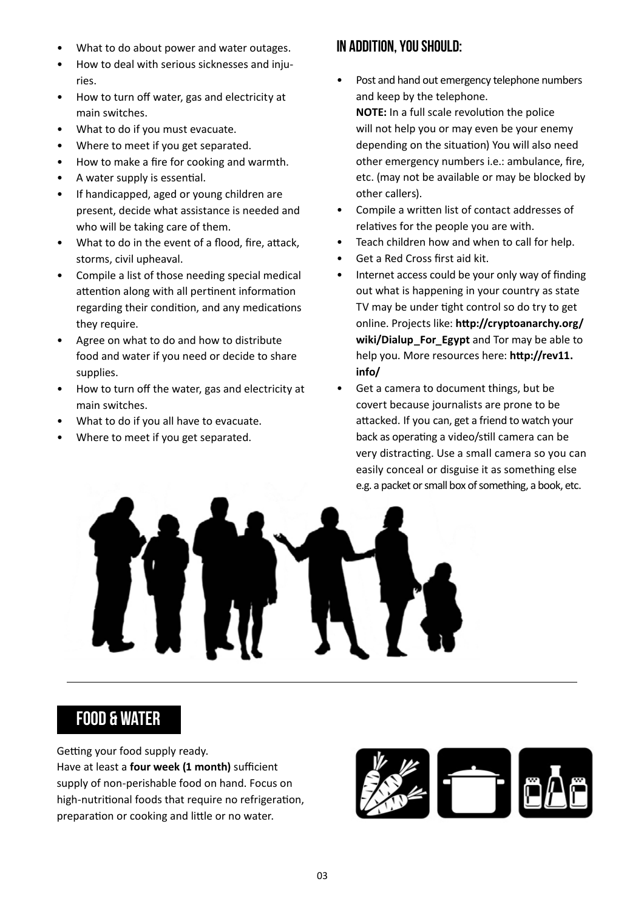- What to do about power and water outages.
- How to deal with serious sicknesses and injuries.
- How to turn off water, gas and electricity at main switches.
- What to do if you must evacuate.
- Where to meet if you get separated.
- How to make a fire for cooking and warmth.
- A water supply is essential.
- If handicapped, aged or young children are present, decide what assistance is needed and who will be taking care of them.
- What to do in the event of a flood, fire, attack, storms, civil upheaval.
- Compile a list of those needing special medical attention along with all pertinent information regarding their condition, and any medications they require.
- Agree on what to do and how to distribute food and water if you need or decide to share supplies.
- How to turn off the water, gas and electricity at main switches.
- What to do if you all have to evacuate.
- Where to meet if you get separated.

### IN ADDITION, YOU SHOULD:

- Post and hand out emergency telephone numbers and keep by the telephone.
  **NOTE:** In a full scale revolution the police will not help you or may even be your enemy depending on the situation) You will also need other emergency numbers i.e.: ambulance, fire, etc. (may not be available or may be blocked by other callers).
- Compile a written list of contact addresses of relatives for the people you are with.
- Teach children how and when to call for help.
- Get a Red Cross first aid kit.
- Internet access could be your only way of finding out what is happening in your country as state TV may be under tight control so do try to get online. Projects like: **http://cryptoanarchy.org/wiki/Dialup_For_Egypt** and Tor may be able to help you. More resources here: **http://rev11.info/**
- Get a camera to document things, but be covert because journalists are prone to be attacked. If you can, get a friend to watch your back as operating a video/still camera can be very distracting. Use a small camera so you can easily conceal or disguise it as something else e.g. a packet or small box of something, a book, etc.

## FOOD & WATER

Getting your food supply ready.
Have at least a **four week (1 month)** sufficient supply of non-perishable food on hand. Focus on high-nutritional foods that require no refrigeration, preparation or cooking and little or no water.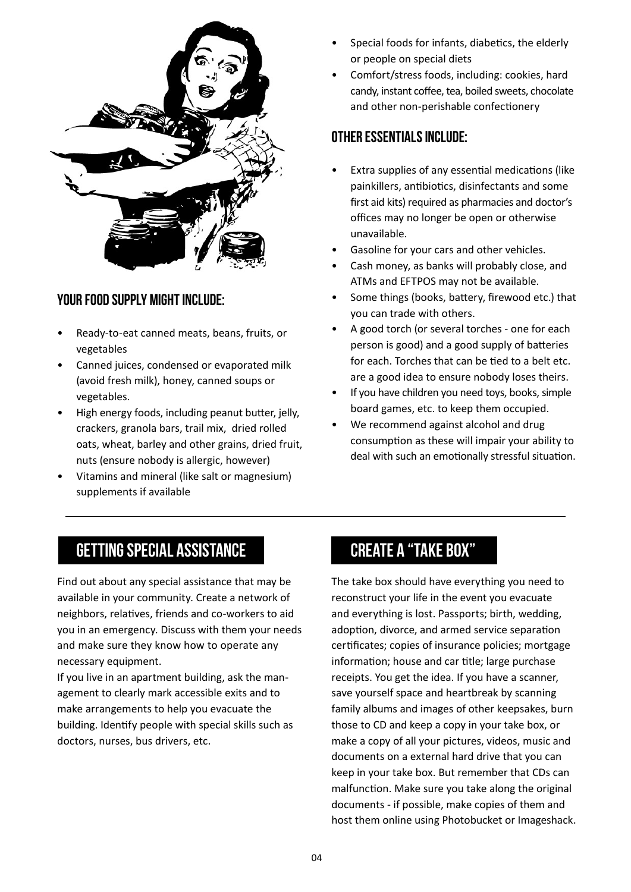## Your food supply might include:

- Ready-to-eat canned meats, beans, fruits, or vegetables
- Canned juices, condensed or evaporated milk (avoid fresh milk), honey, canned soups or vegetables.
- High energy foods, including peanut butter, jelly, crackers, granola bars, trail mix, dried rolled oats, wheat, barley and other grains, dried fruit, nuts (ensure nobody is allergic, however)
- Vitamins and mineral (like salt or magnesium) supplements if available
- Special foods for infants, diabetics, the elderly or people on special diets
- Comfort/stress foods, including: cookies, hard candy, instant coffee, tea, boiled sweets, chocolate and other non-perishable confectionery

## Other essentials include:

- Extra supplies of any essential medications (like painkillers, antibiotics, disinfectants and some first aid kits) required as pharmacies and doctor's offices may no longer be open or otherwise unavailable.
- Gasoline for your cars and other vehicles.
- Cash money, as banks will probably close, and ATMs and EFTPOS may not be available.
- Some things (books, battery, firewood etc.) that you can trade with others.
- A good torch (or several torches - one for each person is good) and a good supply of batteries for each. Torches that can be tied to a belt etc. are a good idea to ensure nobody loses theirs.
- If you have children you need toys, books, simple board games, etc. to keep them occupied.
- We recommend against alcohol and drug consumption as these will impair your ability to deal with such an emotionally stressful situation.

## Getting special assistance

Find out about any special assistance that may be available in your community. Create a network of neighbors, relatives, friends and co-workers to aid you in an emergency. Discuss with them your needs and make sure they know how to operate any necessary equipment.

If you live in an apartment building, ask the management to clearly mark accessible exits and to make arrangements to help you evacuate the building. Identify people with special skills such as doctors, nurses, bus drivers, etc.

## Create a "take box"

The take box should have everything you need to reconstruct your life in the event you evacuate and everything is lost. Passports; birth, wedding, adoption, divorce, and armed service separation certificates; copies of insurance policies; mortgage information; house and car title; large purchase receipts. You get the idea. If you have a scanner, save yourself space and heartbreak by scanning family albums and images of other keepsakes, burn those to CD and keep a copy in your take box, or make a copy of all your pictures, videos, music and documents on a external hard drive that you can keep in your take box. But remember that CDs can malfunction. Make sure you take along the original documents - if possible, make copies of them and host them online using Photobucket or Imageshack.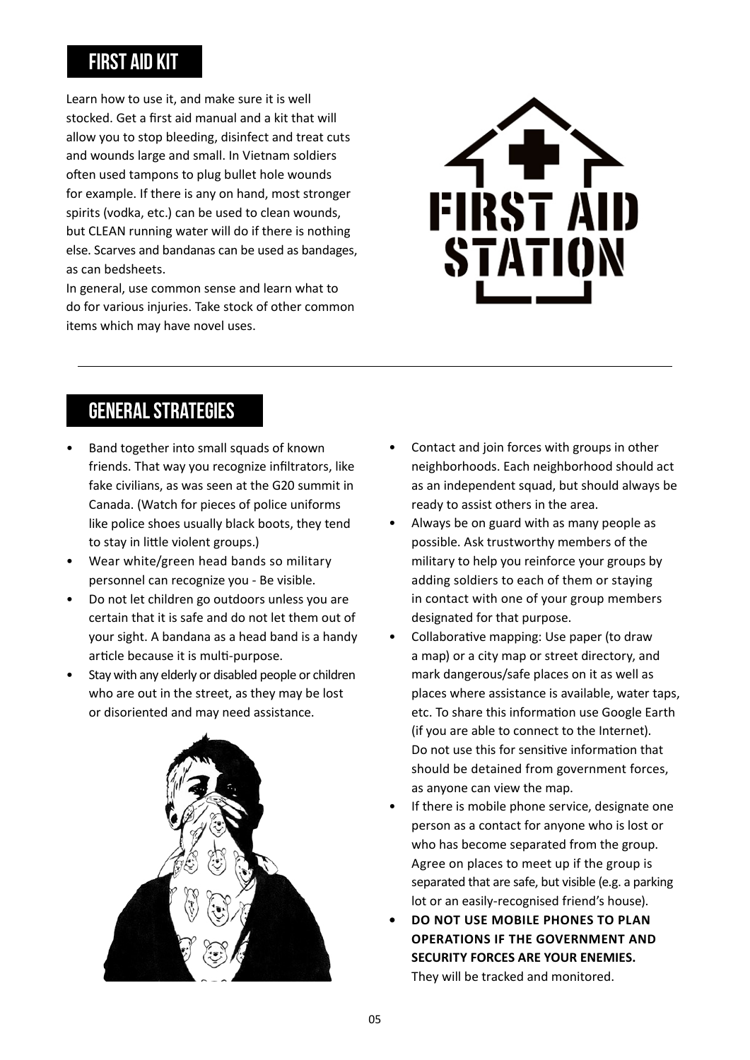## FIRST AID KIT

Learn how to use it, and make sure it is well stocked. Get a first aid manual and a kit that will allow you to stop bleeding, disinfect and treat cuts and wounds large and small. In Vietnam soldiers often used tampons to plug bullet hole wounds for example. If there is any on hand, most stronger spirits (vodka, etc.) can be used to clean wounds, but CLEAN running water will do if there is nothing else. Scarves and bandanas can be used as bandages, as can bedsheets.

In general, use common sense and learn what to do for various injuries. Take stock of other common items which may have novel uses.

FIRST AID STATION

---

## GENERAL STRATEGIES

- Band together into small squads of known friends. That way you recognize infiltrators, like fake civilians, as was seen at the G20 summit in Canada. (Watch for pieces of police uniforms like police shoes usually black boots, they tend to stay in little violent groups.)
- Wear white/green head bands so military personnel can recognize you - Be visible.
- Do not let children go outdoors unless you are certain that it is safe and do not let them out of your sight. A bandana as a head band is a handy article because it is multi-purpose.
- Stay with any elderly or disabled people or children who are out in the street, as they may be lost or disoriented and may need assistance.
- Contact and join forces with groups in other neighborhoods. Each neighborhood should act as an independent squad, but should always be ready to assist others in the area.
- Always be on guard with as many people as possible. Ask trustworthy members of the military to help you reinforce your groups by adding soldiers to each of them or staying in contact with one of your group members designated for that purpose.
- Collaborative mapping: Use paper (to draw a map) or a city map or street directory, and mark dangerous/safe places on it as well as places where assistance is available, water taps, etc. To share this information use Google Earth (if you are able to connect to the Internet). Do not use this for sensitive information that should be detained from government forces, as anyone can view the map.
- If there is mobile phone service, designate one person as a contact for anyone who is lost or who has become separated from the group. Agree on places to meet up if the group is separated that are safe, but visible (e.g. a parking lot or an easily-recognised friend's house).
- **DO NOT USE MOBILE PHONES TO PLAN OPERATIONS IF THE GOVERNMENT AND SECURITY FORCES ARE YOUR ENEMIES.** They will be tracked and monitored.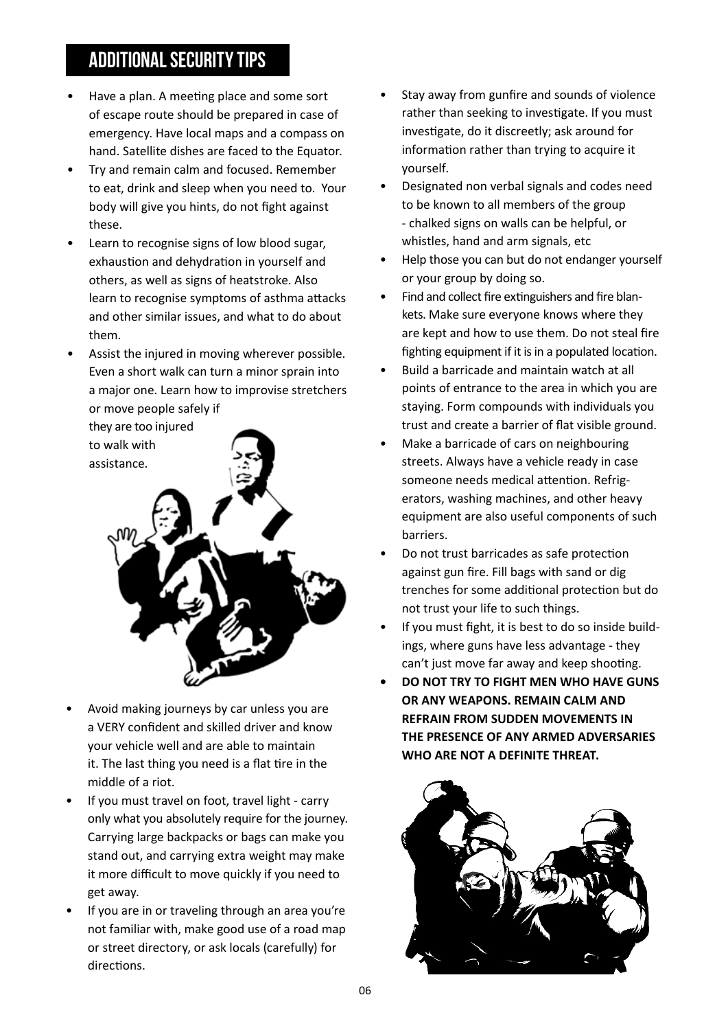# ADDITIONAL SECURITY TIPS

- Have a plan. A meeting place and some sort of escape route should be prepared in case of emergency. Have local maps and a compass on hand. Satellite dishes are faced to the Equator.
- Try and remain calm and focused. Remember to eat, drink and sleep when you need to. Your body will give you hints, do not fight against these.
- Learn to recognise signs of low blood sugar, exhaustion and dehydration in yourself and others, as well as signs of heatstroke. Also learn to recognise symptoms of asthma attacks and other similar issues, and what to do about them.
- Assist the injured in moving wherever possible. Even a short walk can turn a minor sprain into a major one. Learn how to improvise stretchers or move people safely if they are too injured to walk with assistance.
- Avoid making journeys by car unless you are a VERY confident and skilled driver and know your vehicle well and are able to maintain it. The last thing you need is a flat tire in the middle of a riot.
- If you must travel on foot, travel light - carry only what you absolutely require for the journey. Carrying large backpacks or bags can make you stand out, and carrying extra weight may make it more difficult to move quickly if you need to get away.
- If you are in or traveling through an area you're not familiar with, make good use of a road map or street directory, or ask locals (carefully) for directions.
- Stay away from gunfire and sounds of violence rather than seeking to investigate. If you must investigate, do it discreetly; ask around for information rather than trying to acquire it yourself.
- Designated non verbal signals and codes need to be known to all members of the group - chalked signs on walls can be helpful, or whistles, hand and arm signals, etc
- Help those you can but do not endanger yourself or your group by doing so.
- Find and collect fire extinguishers and fire blankets. Make sure everyone knows where they are kept and how to use them. Do not steal fire fighting equipment if it is in a populated location.
- Build a barricade and maintain watch at all points of entrance to the area in which you are staying. Form compounds with individuals you trust and create a barrier of flat visible ground.
- Make a barricade of cars on neighbouring streets. Always have a vehicle ready in case someone needs medical attention. Refrigerators, washing machines, and other heavy equipment are also useful components of such barriers.
- Do not trust barricades as safe protection against gun fire. Fill bags with sand or dig trenches for some additional protection but do not trust your life to such things.
- If you must fight, it is best to do so inside buildings, where guns have less advantage - they can't just move far away and keep shooting.
- **DO NOT TRY TO FIGHT MEN WHO HAVE GUNS OR ANY WEAPONS. REMAIN CALM AND REFRAIN FROM SUDDEN MOVEMENTS IN THE PRESENCE OF ANY ARMED ADVERSARIES WHO ARE NOT A DEFINITE THREAT.**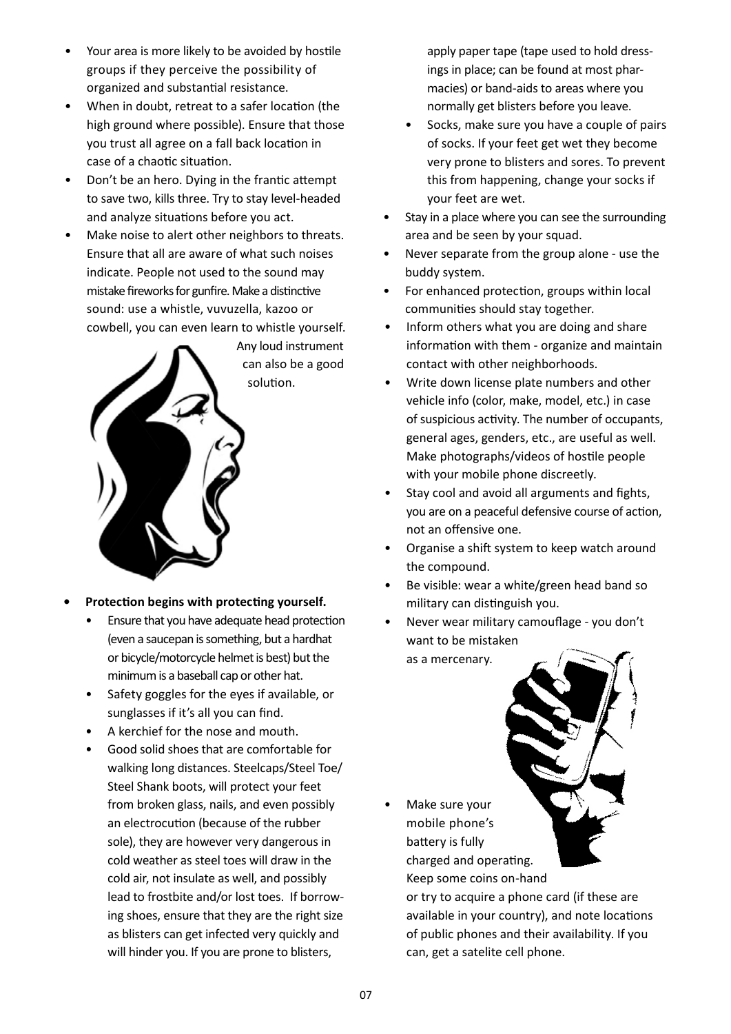- Your area is more likely to be avoided by hostile groups if they perceive the possibility of organized and substantial resistance.
- When in doubt, retreat to a safer location (the high ground where possible). Ensure that those you trust all agree on a fall back location in case of a chaotic situation.
- Don't be an hero. Dying in the frantic attempt to save two, kills three. Try to stay level-headed and analyze situations before you act.
- Make noise to alert other neighbors to threats. Ensure that all are aware of what such noises indicate. People not used to the sound may mistake fireworks for gunfire. Make a distinctive sound: use a whistle, vuvuzella, kazoo or cowbell, you can even learn to whistle yourself. Any loud instrument can also be a good solution.

- **Protection begins with protecting yourself.**
  - Ensure that you have adequate head protection (even a saucepan is something, but a hardhat or bicycle/motorcycle helmet is best) but the minimum is a baseball cap or other hat.
  - Safety goggles for the eyes if available, or sunglasses if it's all you can find.
  - A kerchief for the nose and mouth.
  - Good solid shoes that are comfortable for walking long distances. Steelcaps/Steel Toe/ Steel Shank boots, will protect your feet from broken glass, nails, and even possibly an electrocution (because of the rubber sole), they are however very dangerous in cold weather as steel toes will draw in the cold air, not insulate as well, and possibly lead to frostbite and/or lost toes. If borrowing shoes, ensure that they are the right size as blisters can get infected very quickly and will hinder you. If you are prone to blisters, apply paper tape (tape used to hold dressings in place; can be found at most pharmacies) or band-aids to areas where you normally get blisters before you leave.
  - Socks, make sure you have a couple of pairs of socks. If your feet get wet they become very prone to blisters and sores. To prevent this from happening, change your socks if your feet are wet.
- Stay in a place where you can see the surrounding area and be seen by your squad.
- Never separate from the group alone - use the buddy system.
- For enhanced protection, groups within local communities should stay together.
- Inform others what you are doing and share information with them - organize and maintain contact with other neighborhoods.
- Write down license plate numbers and other vehicle info (color, make, model, etc.) in case of suspicious activity. The number of occupants, general ages, genders, etc., are useful as well. Make photographs/videos of hostile people with your mobile phone discreetly.
- Stay cool and avoid all arguments and fights, you are on a peaceful defensive course of action, not an offensive one.
- Organise a shift system to keep watch around the compound.
- Be visible: wear a white/green head band so military can distinguish you.
- Never wear military camouflage - you don't want to be mistaken as a mercenary.
- Make sure your mobile phone's battery is fully charged and operating. Keep some coins on-hand or try to acquire a phone card (if these are available in your country), and note locations of public phones and their availability. If you can, get a satelite cell phone.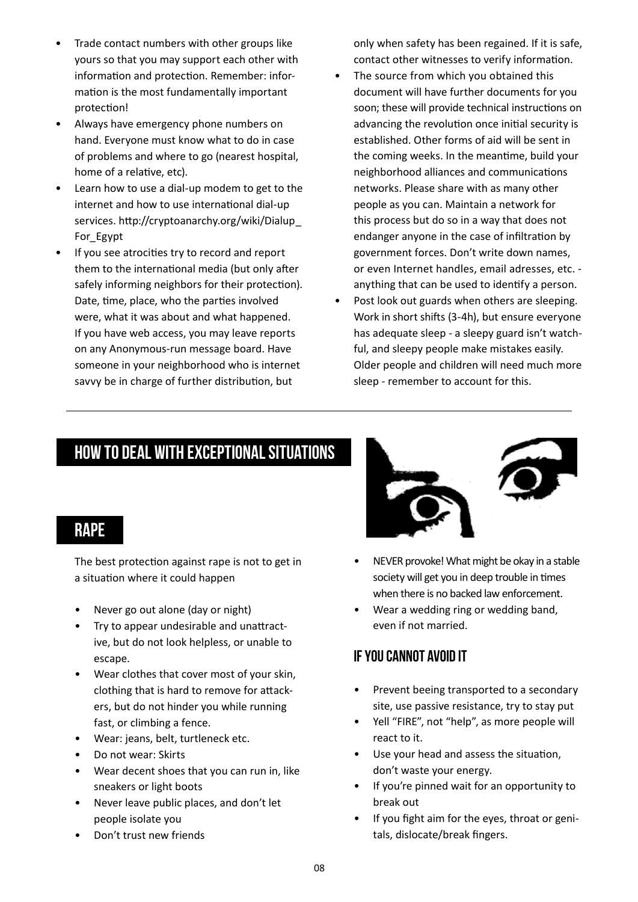- Trade contact numbers with other groups like yours so that you may support each other with information and protection. Remember: information is the most fundamentally important protection!
- Always have emergency phone numbers on hand. Everyone must know what to do in case of problems and where to go (nearest hospital, home of a relative, etc).
- Learn how to use a dial-up modem to get to the internet and how to use international dial-up services. http://cryptoanarchy.org/wiki/Dialup_For_Egypt
- If you see atrocities try to record and report them to the international media (but only after safely informing neighbors for their protection). Date, time, place, who the parties involved were, what it was about and what happened. If you have web access, you may leave reports on any Anonymous-run message board. Have someone in your neighborhood who is internet savvy be in charge of further distribution, but only when safety has been regained. If it is safe, contact other witnesses to verify information.
- The source from which you obtained this document will have further documents for you soon; these will provide technical instructions on advancing the revolution once initial security is established. Other forms of aid will be sent in the coming weeks. In the meantime, build your neighborhood alliances and communications networks. Please share with as many other people as you can. Maintain a network for this process but do so in a way that does not endanger anyone in the case of infiltration by government forces. Don't write down names, or even Internet handles, email adresses, etc. - anything that can be used to identify a person.
- Post look out guards when others are sleeping. Work in short shifts (3-4h), but ensure everyone has adequate sleep - a sleepy guard isn't watchful, and sleepy people make mistakes easily. Older people and children will need much more sleep - remember to account for this.

---

# HOW TO DEAL WITH EXCEPTIONAL SITUATIONS

## RAPE

The best protection against rape is not to get in a situation where it could happen

- Never go out alone (day or night)
- Try to appear undesirable and unattractive, but do not look helpless, or unable to escape.
- Wear clothes that cover most of your skin, clothing that is hard to remove for attackers, but do not hinder you while running fast, or climbing a fence.
- Wear: jeans, belt, turtleneck etc.
- Do not wear: Skirts
- Wear decent shoes that you can run in, like sneakers or light boots
- Never leave public places, and don't let people isolate you
- Don't trust new friends
- NEVER provoke! What might be okay in a stable society will get you in deep trouble in times when there is no backed law enforcement.
- Wear a wedding ring or wedding band, even if not married.

### IF YOU CANNOT AVOID IT

- Prevent beeing transported to a secondary site, use passive resistance, try to stay put
- Yell "FIRE", not "help", as more people will react to it.
- Use your head and assess the situation, don't waste your energy.
- If you're pinned wait for an opportunity to break out
- If you fight aim for the eyes, throat or genitals, dislocate/break fingers.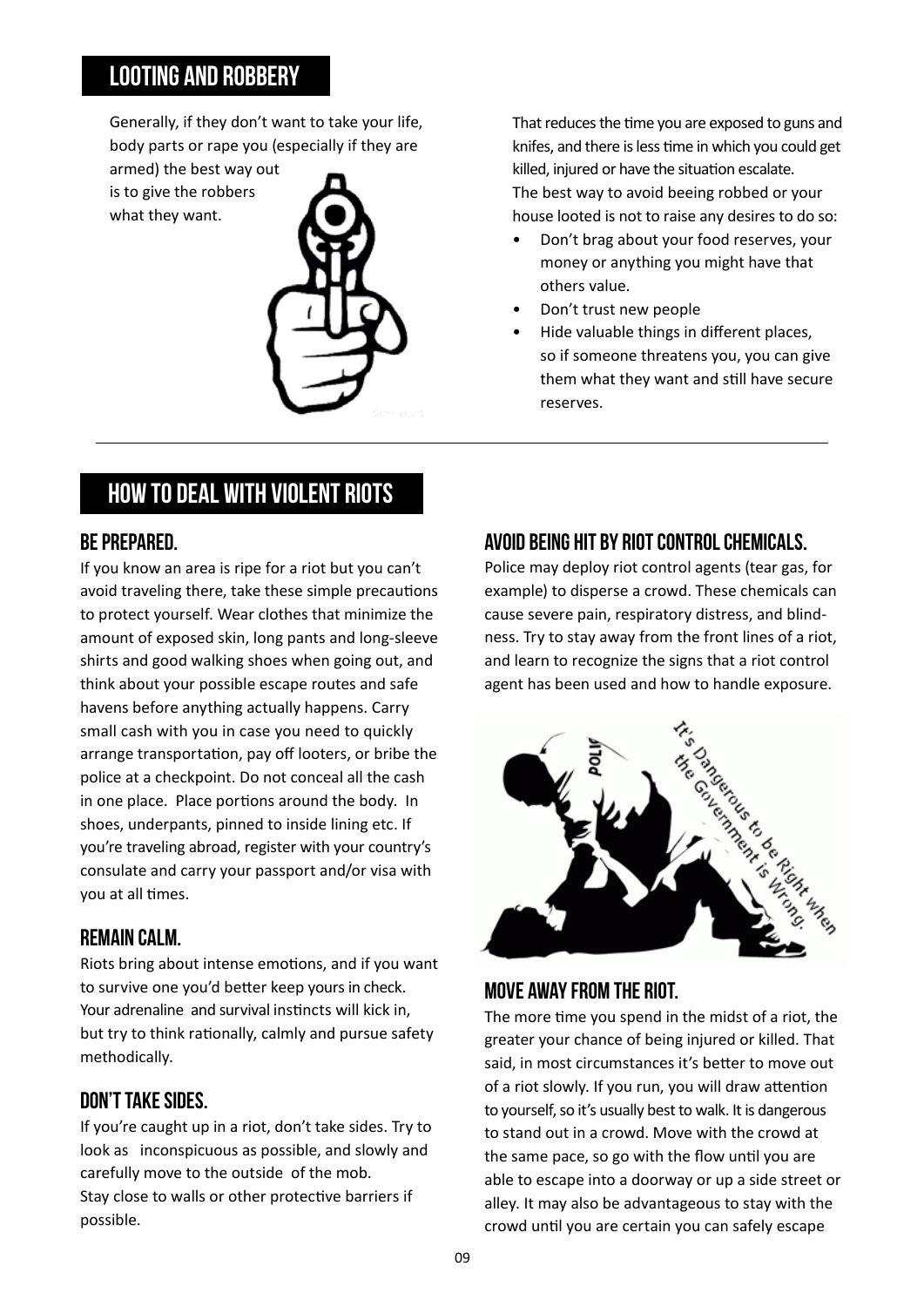## LOOTING AND ROBBERY

Generally, if they don't want to take your life, body parts or rape you (especially if they are armed) the best way out is to give the robbers what they want.

That reduces the time you are exposed to guns and knifes, and there is less time in which you could get killed, injured or have the situation escalate.

The best way to avoid beeing robbed or your house looted is not to raise any desires to do so:

- Don't brag about your food reserves, your money or anything you might have that others value.
- Don't trust new people
- Hide valuable things in different places, so if someone threatens you, you can give them what they want and still have secure reserves.

## HOW TO DEAL WITH VIOLENT RIOTS

### BE PREPARED.

If you know an area is ripe for a riot but you can't avoid traveling there, take these simple precautions to protect yourself. Wear clothes that minimize the amount of exposed skin, long pants and long-sleeve shirts and good walking shoes when going out, and think about your possible escape routes and safe havens before anything actually happens. Carry small cash with you in case you need to quickly arrange transportation, pay off looters, or bribe the police at a checkpoint. Do not conceal all the cash in one place. Place portions around the body. In shoes, underpants, pinned to inside lining etc. If you're traveling abroad, register with your country's consulate and carry your passport and/or visa with you at all times.

### REMAIN CALM.

Riots bring about intense emotions, and if you want to survive one you'd better keep yours in check. Your adrenaline and survival instincts will kick in, but try to think rationally, calmly and pursue safety methodically.

### DON'T TAKE SIDES.

If you're caught up in a riot, don't take sides. Try to look as inconspicuous as possible, and slowly and carefully move to the outside of the mob. Stay close to walls or other protective barriers if possible.

### AVOID BEING HIT BY RIOT CONTROL CHEMICALS.

Police may deploy riot control agents (tear gas, for example) to disperse a crowd. These chemicals can cause severe pain, respiratory distress, and blindness. Try to stay away from the front lines of a riot, and learn to recognize the signs that a riot control agent has been used and how to handle exposure.

### MOVE AWAY FROM THE RIOT.

The more time you spend in the midst of a riot, the greater your chance of being injured or killed. That said, in most circumstances it's better to move out of a riot slowly. If you run, you will draw attention to yourself, so it's usually best to walk. It is dangerous to stand out in a crowd. Move with the crowd at the same pace, so go with the flow until you are able to escape into a doorway or up a side street or alley. It may also be advantageous to stay with the crowd until you are certain you can safely escape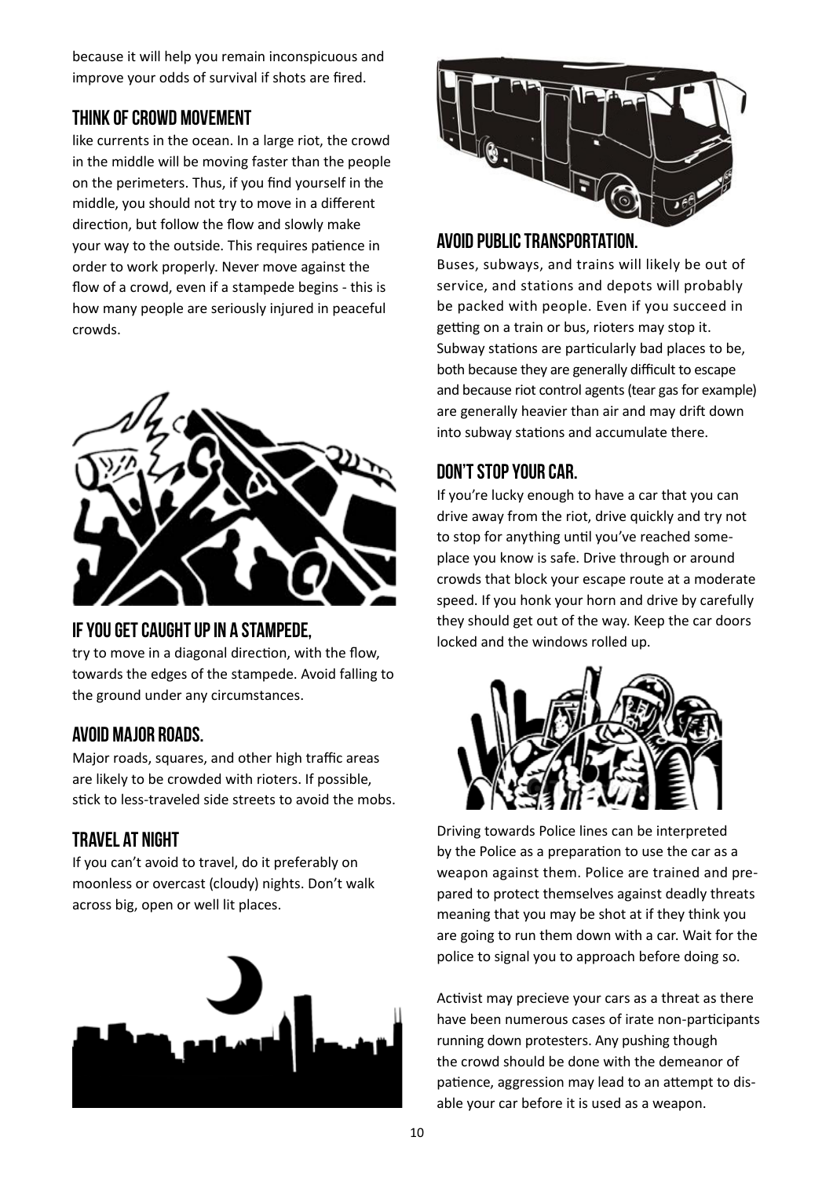because it will help you remain inconspicuous and improve your odds of survival if shots are fired.

### Think of crowd movement

like currents in the ocean. In a large riot, the crowd in the middle will be moving faster than the people on the perimeters. Thus, if you find yourself in the middle, you should not try to move in a different direction, but follow the flow and slowly make your way to the outside. This requires patience in order to work properly. Never move against the flow of a crowd, even if a stampede begins - this is how many people are seriously injured in peaceful crowds.

### If you get caught up in a stampede,

try to move in a diagonal direction, with the flow, towards the edges of the stampede. Avoid falling to the ground under any circumstances.

### Avoid major roads.

Major roads, squares, and other high traffic areas are likely to be crowded with rioters. If possible, stick to less-traveled side streets to avoid the mobs.

### Travel at night

If you can't avoid to travel, do it preferably on moonless or overcast (cloudy) nights. Don't walk across big, open or well lit places.

### Avoid public transportation.

Buses, subways, and trains will likely be out of service, and stations and depots will probably be packed with people. Even if you succeed in getting on a train or bus, rioters may stop it. Subway stations are particularly bad places to be, both because they are generally difficult to escape and because riot control agents (tear gas for example) are generally heavier than air and may drift down into subway stations and accumulate there.

### Don't stop your car.

If you're lucky enough to have a car that you can drive away from the riot, drive quickly and try not to stop for anything until you've reached someplace you know is safe. Drive through or around crowds that block your escape route at a moderate speed. If you honk your horn and drive by carefully they should get out of the way. Keep the car doors locked and the windows rolled up.

Driving towards Police lines can be interpreted by the Police as a preparation to use the car as a weapon against them. Police are trained and prepared to protect themselves against deadly threats meaning that you may be shot at if they think you are going to run them down with a car. Wait for the police to signal you to approach before doing so.

Activist may precieve your cars as a threat as there have been numerous cases of irate non-participants running down protesters. Any pushing though the crowd should be done with the demeanor of patience, aggression may lead to an attempt to disable your car before it is used as a weapon.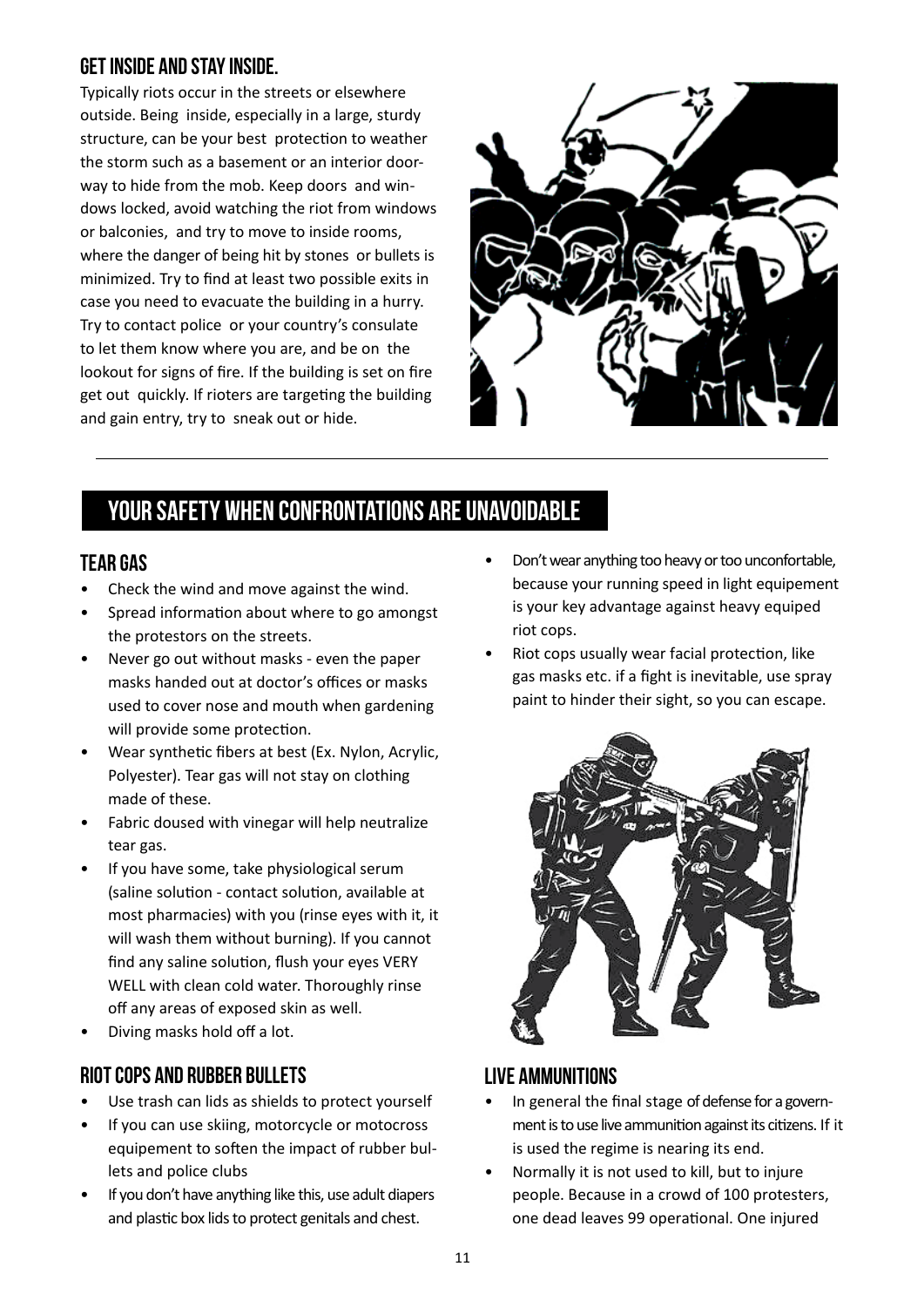### GET INSIDE AND STAY INSIDE.

Typically riots occur in the streets or elsewhere outside. Being inside, especially in a large, sturdy structure, can be your best protection to weather the storm such as a basement or an interior doorway to hide from the mob. Keep doors and windows locked, avoid watching the riot from windows or balconies, and try to move to inside rooms, where the danger of being hit by stones or bullets is minimized. Try to find at least two possible exits in case you need to evacuate the building in a hurry. Try to contact police or your country's consulate to let them know where you are, and be on the lookout for signs of fire. If the building is set on fire get out quickly. If rioters are targeting the building and gain entry, try to sneak out or hide.

## YOUR SAFETY WHEN CONFRONTATIONS ARE UNAVOIDABLE

### TEAR GAS

- Check the wind and move against the wind.
- Spread information about where to go amongst the protestors on the streets.
- Never go out without masks - even the paper masks handed out at doctor's offices or masks used to cover nose and mouth when gardening will provide some protection.
- Wear synthetic fibers at best (Ex. Nylon, Acrylic, Polyester). Tear gas will not stay on clothing made of these.
- Fabric doused with vinegar will help neutralize tear gas.
- If you have some, take physiological serum (saline solution - contact solution, available at most pharmacies) with you (rinse eyes with it, it will wash them without burning). If you cannot find any saline solution, flush your eyes VERY WELL with clean cold water. Thoroughly rinse off any areas of exposed skin as well.
- Diving masks hold off a lot.

### RIOT COPS AND RUBBER BULLETS

- Use trash can lids as shields to protect yourself
- If you can use skiing, motorcycle or motocross equipement to soften the impact of rubber bullets and police clubs
- If you don't have anything like this, use adult diapers and plastic box lids to protect genitals and chest.
- Don't wear anything too heavy or too unconfortable, because your running speed in light equipement is your key advantage against heavy equiped riot cops.
- Riot cops usually wear facial protection, like gas masks etc. if a fight is inevitable, use spray paint to hinder their sight, so you can escape.

### LIVE AMMUNITIONS

- In general the final stage of defense for a government is to use live ammunition against its citizens. If it is used the regime is nearing its end.
- Normally it is not used to kill, but to injure people. Because in a crowd of 100 protesters, one dead leaves 99 operational. One injured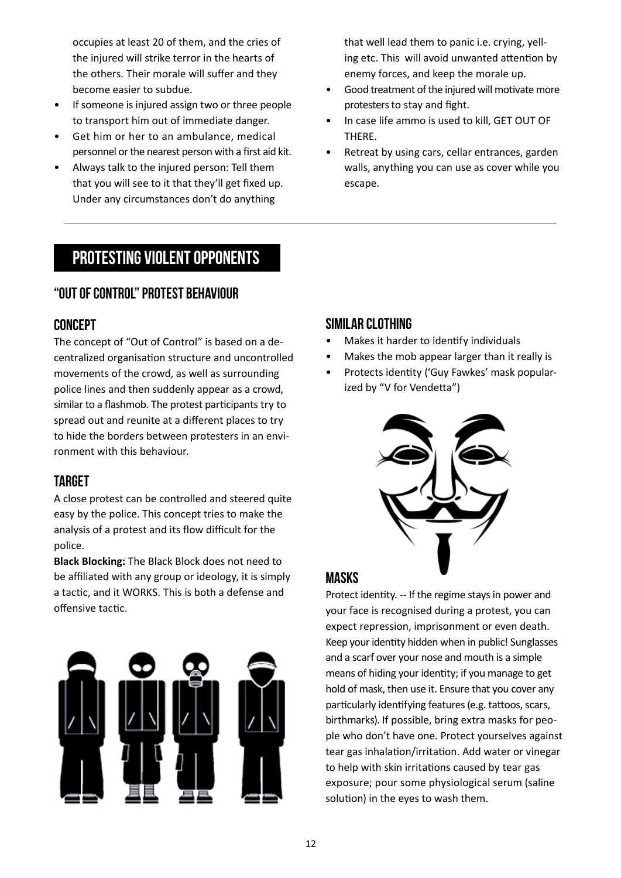occupies at least 20 of them, and the cries of the injured will strike terror in the hearts of the others. Their morale will suffer and they become easier to subdue.

- If someone is injured assign two or three people to transport him out of immediate danger.
- Get him or her to an ambulance, medical personnel or the nearest person with a first aid kit.
- Always talk to the injured person: Tell them that you will see to it that they'll get fixed up. Under any circumstances don't do anything that well lead them to panic i.e. crying, yelling etc. This will avoid unwanted attention by enemy forces, and keep the morale up.
- Good treatment of the injured will motivate more protesters to stay and fight.
- In case life ammo is used to kill, GET OUT OF THERE.
- Retreat by using cars, cellar entrances, garden walls, anything you can use as cover while you escape.

---

# PROTESTING VIOLENT OPPONENTS

## "OUT OF CONTROL" PROTEST BEHAVIOUR

### CONCEPT

The concept of "Out of Control" is based on a decentralized organisation structure and uncontrolled movements of the crowd, as well as surrounding police lines and then suddenly appear as a crowd, similar to a flashmob. The protest participants try to spread out and reunite at a different places to try to hide the borders between protesters in an environment with this behaviour.

### TARGET

A close protest can be controlled and steered quite easy by the police. This concept tries to make the analysis of a protest and its flow difficult for the police.

**Black Blocking:** The Black Block does not need to be affiliated with any group or ideology, it is simply a tactic, and it WORKS. This is both a defense and offensive tactic.

### SIMILAR CLOTHING

- Makes it harder to identify individuals
- Makes the mob appear larger than it really is
- Protects identity ('Guy Fawkes' mask popularized by "V for Vendetta")

### MASKS

Protect identity. -- If the regime stays in power and your face is recognised during a protest, you can expect repression, imprisonment or even death. Keep your identity hidden when in public! Sunglasses and a scarf over your nose and mouth is a simple means of hiding your identity; if you manage to get hold of mask, then use it. Ensure that you cover any particularly identifying features (e.g. tattoos, scars, birthmarks). If possible, bring extra masks for people who don't have one. Protect yourselves against tear gas inhalation/irritation. Add water or vinegar to help with skin irritations caused by tear gas exposure; pour some physiological serum (saline solution) in the eyes to wash them.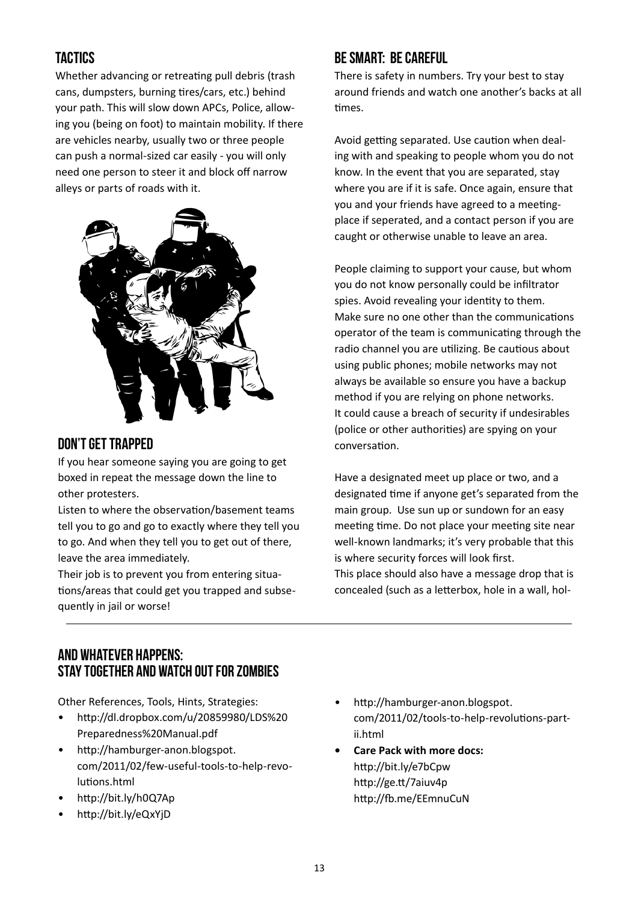## TACTICS

Whether advancing or retreating pull debris (trash cans, dumpsters, burning tires/cars, etc.) behind your path. This will slow down APCs, Police, allowing you (being on foot) to maintain mobility. If there are vehicles nearby, usually two or three people can push a normal-sized car easily - you will only need one person to steer it and block off narrow alleys or parts of roads with it.

## DON'T GET TRAPPED

If you hear someone saying you are going to get boxed in repeat the message down the line to other protesters.

Listen to where the observation/basement teams tell you to go and go to exactly where they tell you to go. And when they tell you to get out of there, leave the area immediately.

Their job is to prevent you from entering situations/areas that could get you trapped and subsequently in jail or worse!

## BE SMART: BE CAREFUL

There is safety in numbers. Try your best to stay around friends and watch one another's backs at all times.

Avoid getting separated. Use caution when dealing with and speaking to people whom you do not know. In the event that you are separated, stay where you are if it is safe. Once again, ensure that you and your friends have agreed to a meeting-place if seperated, and a contact person if you are caught or otherwise unable to leave an area.

People claiming to support your cause, but whom you do not know personally could be infiltrator spies. Avoid revealing your identity to them.
Make sure no one other than the communications operator of the team is communicating through the radio channel you are utilizing. Be cautious about using public phones; mobile networks may not always be available so ensure you have a backup method if you are relying on phone networks.
It could cause a breach of security if undesirables (police or other authorities) are spying on your conversation.

Have a designated meet up place or two, and a designated time if anyone get's separated from the main group. Use sun up or sundown for an easy meeting time. Do not place your meeting site near well-known landmarks; it's very probable that this is where security forces will look first.
This place should also have a message drop that is concealed (such as a letterbox, hole in a wall, hol-

## AND WHATEVER HAPPENS: STAY TOGETHER AND WATCH OUT FOR ZOMBIES

Other References, Tools, Hints, Strategies:

- http://dl.dropbox.com/u/20859980/LDS%20Preparedness%20Manual.pdf
- http://hamburger-anon.blogspot.com/2011/02/few-useful-tools-to-help-revolutions.html
- http://bit.ly/h0Q7Ap
- http://bit.ly/eQxYjD
- http://hamburger-anon.blogspot.com/2011/02/tools-to-help-revolutions-part-ii.html
- **Care Pack with more docs:**
  http://bit.ly/e7bCpw
  http://ge.tt/7aiuv4p
  http://fb.me/EEmnuCuN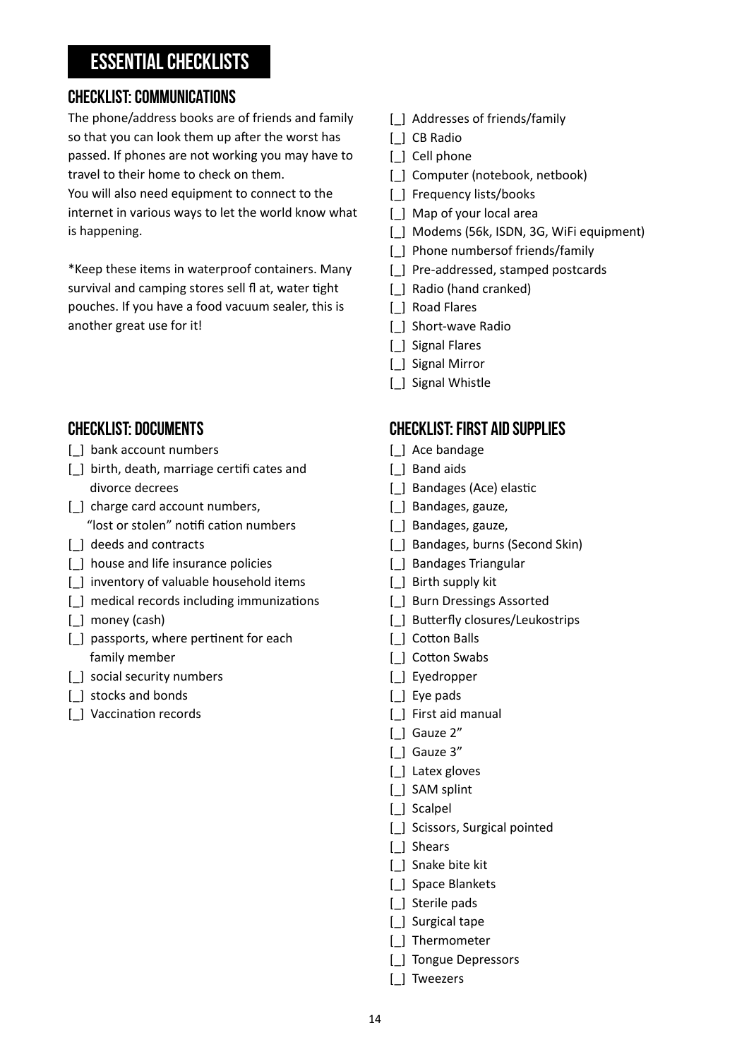# ESSENTIAL CHECKLISTS

## CHECKLIST: COMMUNICATIONS

The phone/address books are of friends and family so that you can look them up after the worst has passed. If phones are not working you may have to travel to their home to check on them.
You will also need equipment to connect to the internet in various ways to let the world know what is happening.

*Keep these items in waterproof containers. Many survival and camping stores sell fl at, water tight pouches. If you have a food vacuum sealer, this is another great use for it!

- [_] Addresses of friends/family
- [_] CB Radio
- [_] Cell phone
- [_] Computer (notebook, netbook)
- [_] Frequency lists/books
- [_] Map of your local area
- [_] Modems (56k, ISDN, 3G, WiFi equipment)
- [_] Phone numbersof friends/family
- [_] Pre-addressed, stamped postcards
- [_] Radio (hand cranked)
- [_] Road Flares
- [_] Short-wave Radio
- [_] Signal Flares
- [_] Signal Mirror
- [_] Signal Whistle

## CHECKLIST: DOCUMENTS

- [_] bank account numbers
- [_] birth, death, marriage certifi cates and divorce decrees
- [_] charge card account numbers, "lost or stolen" notifi cation numbers
- [_] deeds and contracts
- [_] house and life insurance policies
- [_] inventory of valuable household items
- [_] medical records including immunizations
- [_] money (cash)
- [_] passports, where pertinent for each family member
- [_] social security numbers
- [_] stocks and bonds
- [_] Vaccination records

## CHECKLIST: FIRST AID SUPPLIES

- [_] Ace bandage
- [_] Band aids
- [_] Bandages (Ace) elastic
- [_] Bandages, gauze,
- [_] Bandages, gauze,
- [_] Bandages, burns (Second Skin)
- [_] Bandages Triangular
- [_] Birth supply kit
- [_] Burn Dressings Assorted
- [_] Butterfly closures/Leukostrips
- [_] Cotton Balls
- [_] Cotton Swabs
- [_] Eyedropper
- [_] Eye pads
- [_] First aid manual
- [_] Gauze 2"
- [_] Gauze 3"
- [_] Latex gloves
- [_] SAM splint
- [_] Scalpel
- [_] Scissors, Surgical pointed
- [_] Shears
- [_] Snake bite kit
- [_] Space Blankets
- [_] Sterile pads
- [_] Surgical tape
- [_] Thermometer
- [_] Tongue Depressors
- [_] Tweezers